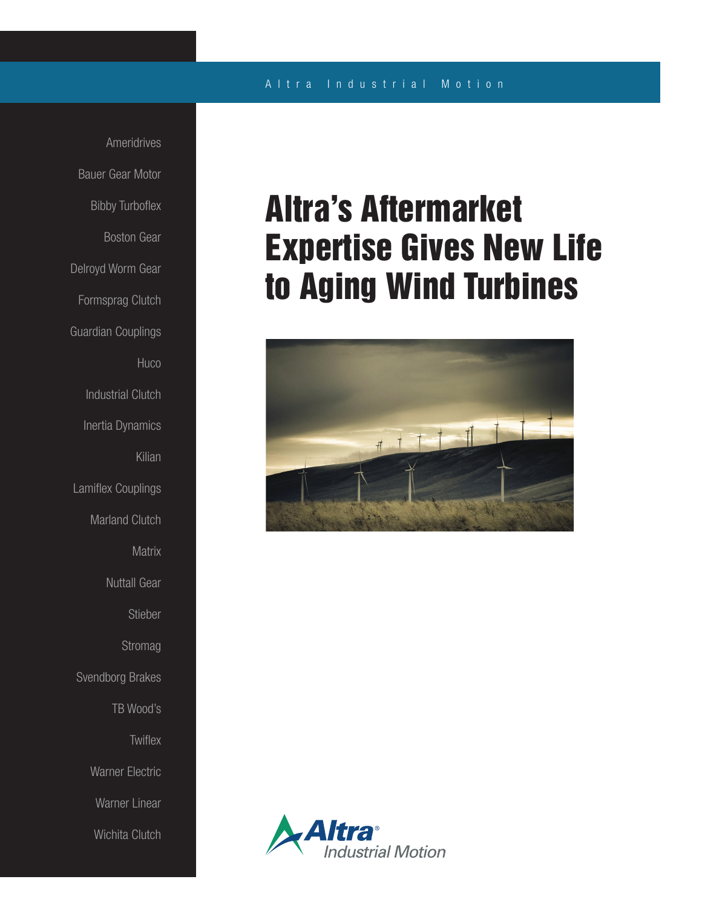Altra Industrial Motion

Ameridrives

Bauer Gear Motor

Bibby Turboflex

Boston Gear

Delroyd Worm Gear

Formsprag Clutch

Guardian Couplings

Huco

Industrial Clutch

Inertia Dynamics

Kilian

Lamiflex Couplings

Marland Clutch

Matrix

Nuttall Gear

Stieber

Stromag

Svendborg Brakes

TB Wood's

Twiflex

Warner Electric

Warner Linear

Wichita Clutch

# Altra's Aftermarket Expertise Gives New Life to Aging Wind Turbines

Altra® Industrial Motion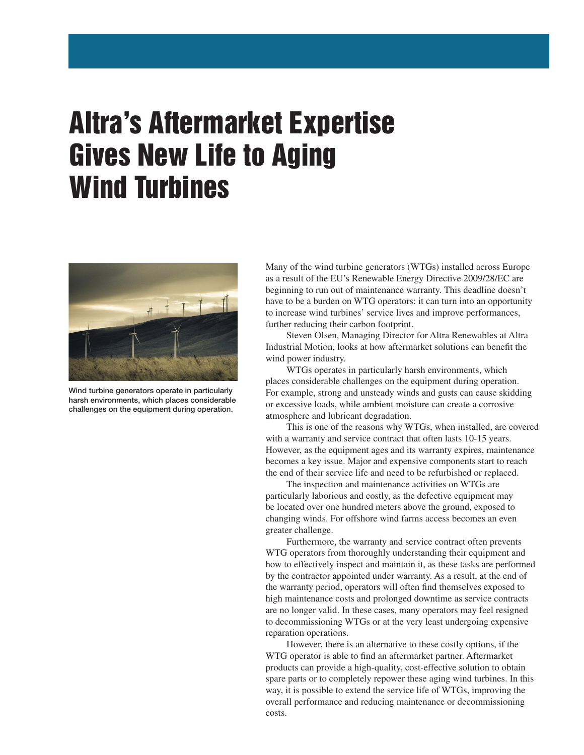# Altra's Aftermarket Expertise Gives New Life to Aging Wind Turbines

Wind turbine generators operate in particularly harsh environments, which places considerable challenges on the equipment during operation.

Many of the wind turbine generators (WTGs) installed across Europe as a result of the EU's Renewable Energy Directive 2009/28/EC are beginning to run out of maintenance warranty. This deadline doesn't have to be a burden on WTG operators: it can turn into an opportunity to increase wind turbines' service lives and improve performances, further reducing their carbon footprint.

Steven Olsen, Managing Director for Altra Renewables at Altra Industrial Motion, looks at how aftermarket solutions can benefit the wind power industry.

WTGs operates in particularly harsh environments, which places considerable challenges on the equipment during operation. For example, strong and unsteady winds and gusts can cause skidding or excessive loads, while ambient moisture can create a corrosive atmosphere and lubricant degradation.

This is one of the reasons why WTGs, when installed, are covered with a warranty and service contract that often lasts 10-15 years. However, as the equipment ages and its warranty expires, maintenance becomes a key issue. Major and expensive components start to reach the end of their service life and need to be refurbished or replaced.

The inspection and maintenance activities on WTGs are particularly laborious and costly, as the defective equipment may be located over one hundred meters above the ground, exposed to changing winds. For offshore wind farms access becomes an even greater challenge.

Furthermore, the warranty and service contract often prevents WTG operators from thoroughly understanding their equipment and how to effectively inspect and maintain it, as these tasks are performed by the contractor appointed under warranty. As a result, at the end of the warranty period, operators will often find themselves exposed to high maintenance costs and prolonged downtime as service contracts are no longer valid. In these cases, many operators may feel resigned to decommissioning WTGs or at the very least undergoing expensive reparation operations.

However, there is an alternative to these costly options, if the WTG operator is able to find an aftermarket partner. Aftermarket products can provide a high-quality, cost-effective solution to obtain spare parts or to completely repower these aging wind turbines. In this way, it is possible to extend the service life of WTGs, improving the overall performance and reducing maintenance or decommissioning costs.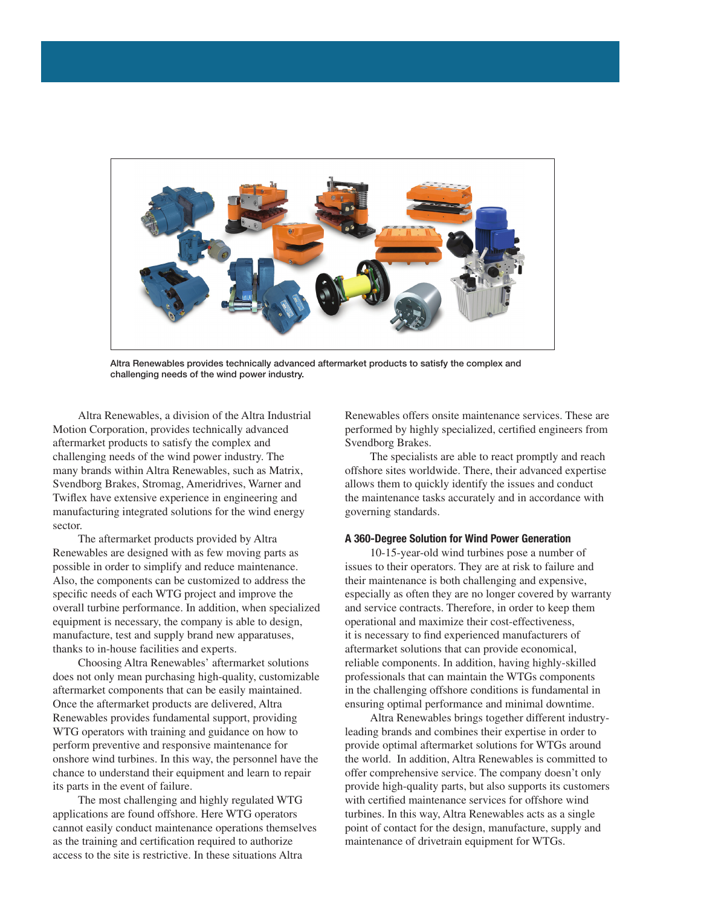Altra Renewables provides technically advanced aftermarket products to satisfy the complex and challenging needs of the wind power industry.

Altra Renewables, a division of the Altra Industrial Motion Corporation, provides technically advanced aftermarket products to satisfy the complex and challenging needs of the wind power industry. The many brands within Altra Renewables, such as Matrix, Svendborg Brakes, Stromag, Ameridrives, Warner and Twiflex have extensive experience in engineering and manufacturing integrated solutions for the wind energy sector.

The aftermarket products provided by Altra Renewables are designed with as few moving parts as possible in order to simplify and reduce maintenance. Also, the components can be customized to address the specific needs of each WTG project and improve the overall turbine performance. In addition, when specialized equipment is necessary, the company is able to design, manufacture, test and supply brand new apparatuses, thanks to in-house facilities and experts.

Choosing Altra Renewables' aftermarket solutions does not only mean purchasing high-quality, customizable aftermarket components that can be easily maintained. Once the aftermarket products are delivered, Altra Renewables provides fundamental support, providing WTG operators with training and guidance on how to perform preventive and responsive maintenance for onshore wind turbines. In this way, the personnel have the chance to understand their equipment and learn to repair its parts in the event of failure.

The most challenging and highly regulated WTG applications are found offshore. Here WTG operators cannot easily conduct maintenance operations themselves as the training and certification required to authorize access to the site is restrictive. In these situations Altra Renewables offers onsite maintenance services. These are performed by highly specialized, certified engineers from Svendborg Brakes.

The specialists are able to react promptly and reach offshore sites worldwide. There, their advanced expertise allows them to quickly identify the issues and conduct the maintenance tasks accurately and in accordance with governing standards.

### A 360-Degree Solution for Wind Power Generation

10-15-year-old wind turbines pose a number of issues to their operators. They are at risk to failure and their maintenance is both challenging and expensive, especially as often they are no longer covered by warranty and service contracts. Therefore, in order to keep them operational and maximize their cost-effectiveness, it is necessary to find experienced manufacturers of aftermarket solutions that can provide economical, reliable components. In addition, having highly-skilled professionals that can maintain the WTGs components in the challenging offshore conditions is fundamental in ensuring optimal performance and minimal downtime.

Altra Renewables brings together different industry-leading brands and combines their expertise in order to provide optimal aftermarket solutions for WTGs around the world. In addition, Altra Renewables is committed to offer comprehensive service. The company doesn't only provide high-quality parts, but also supports its customers with certified maintenance services for offshore wind turbines. In this way, Altra Renewables acts as a single point of contact for the design, manufacture, supply and maintenance of drivetrain equipment for WTGs.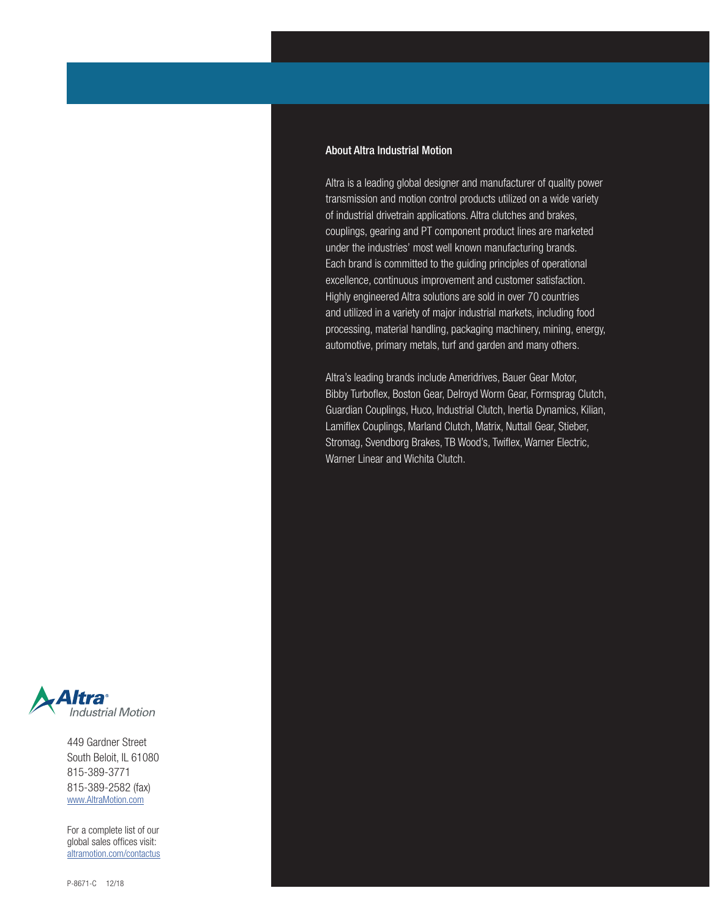## About Altra Industrial Motion

Altra is a leading global designer and manufacturer of quality power transmission and motion control products utilized on a wide variety of industrial drivetrain applications. Altra clutches and brakes, couplings, gearing and PT component product lines are marketed under the industries' most well known manufacturing brands. Each brand is committed to the guiding principles of operational excellence, continuous improvement and customer satisfaction. Highly engineered Altra solutions are sold in over 70 countries and utilized in a variety of major industrial markets, including food processing, material handling, packaging machinery, mining, energy, automotive, primary metals, turf and garden and many others.

Altra's leading brands include Ameridrives, Bauer Gear Motor, Bibby Turboflex, Boston Gear, Delroyd Worm Gear, Formsprag Clutch, Guardian Couplings, Huco, Industrial Clutch, Inertia Dynamics, Kilian, Lamiflex Couplings, Marland Clutch, Matrix, Nuttall Gear, Stieber, Stromag, Svendborg Brakes, TB Wood's, Twiflex, Warner Electric, Warner Linear and Wichita Clutch.

Altra® Industrial Motion

449 Gardner Street
South Beloit, IL 61080
815-389-3771
815-389-2582 (fax)
www.AltraMotion.com

For a complete list of our global sales offices visit:
altramotion.com/contactus

P-8671-C 12/18